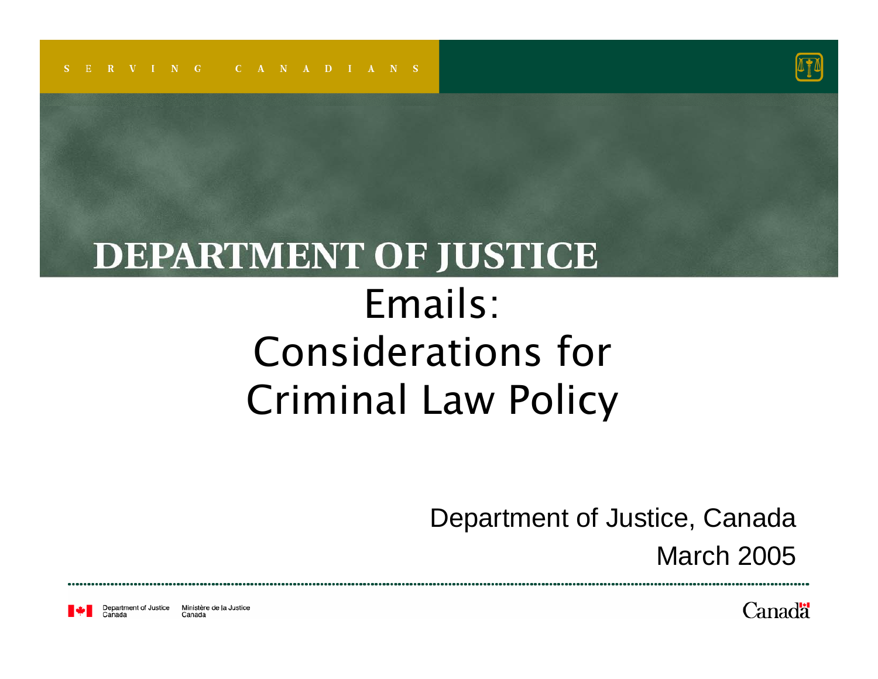SERVING CANADIANS

DEPARTMENT OF JUSTICE

# Emails: Considerations for Criminal Law Policy

Department of Justice, Canada

March 2005

Department of Justice Canada | Ministère de la Justice Canada

Canada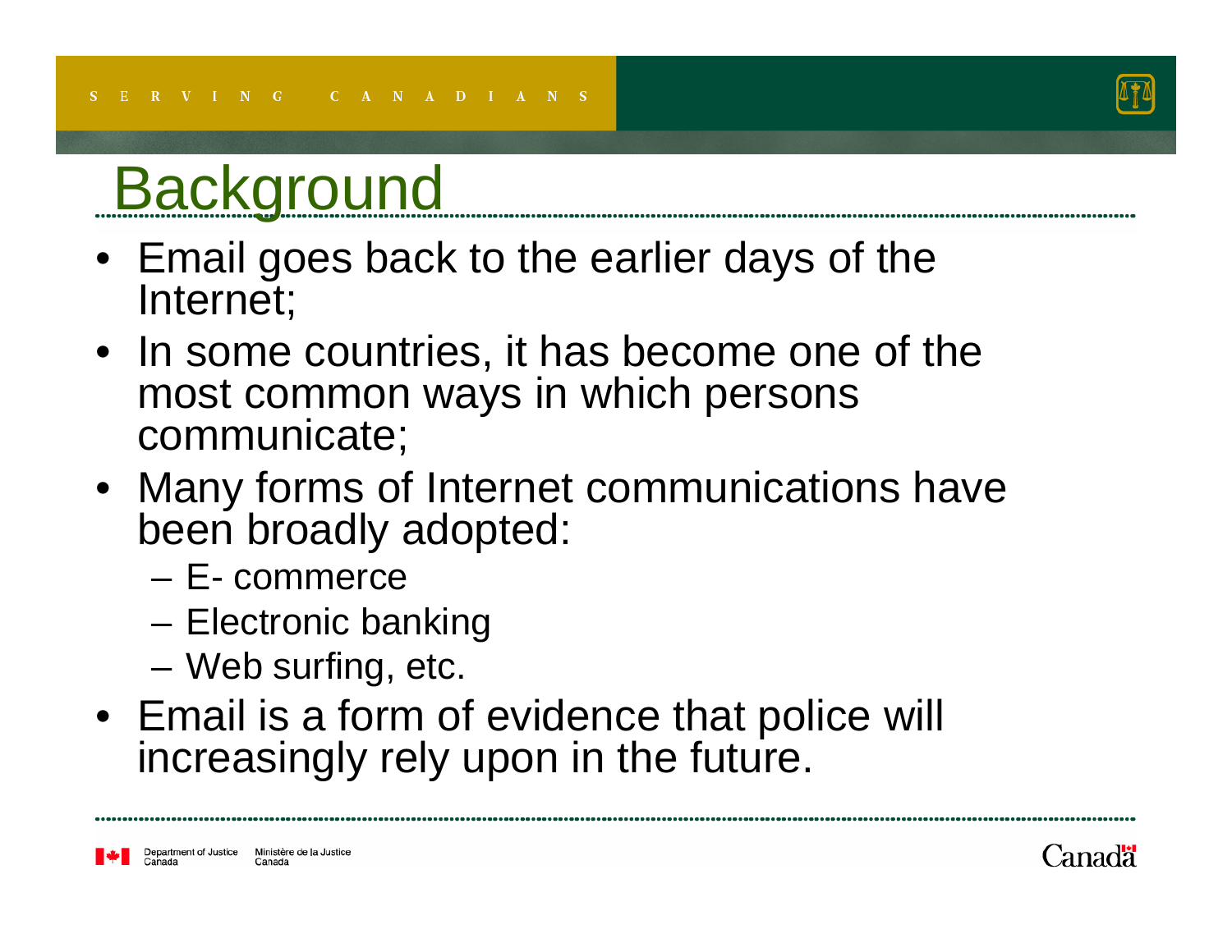# Background

- Email goes back to the earlier days of the Internet;
- In some countries, it has become one of the most common ways in which persons communicate;
- Many forms of Internet communications have been broadly adopted:
  - E- commerce
  - Electronic banking
  - Web surfing, etc.
- Email is a form of evidence that police will increasingly rely upon in the future.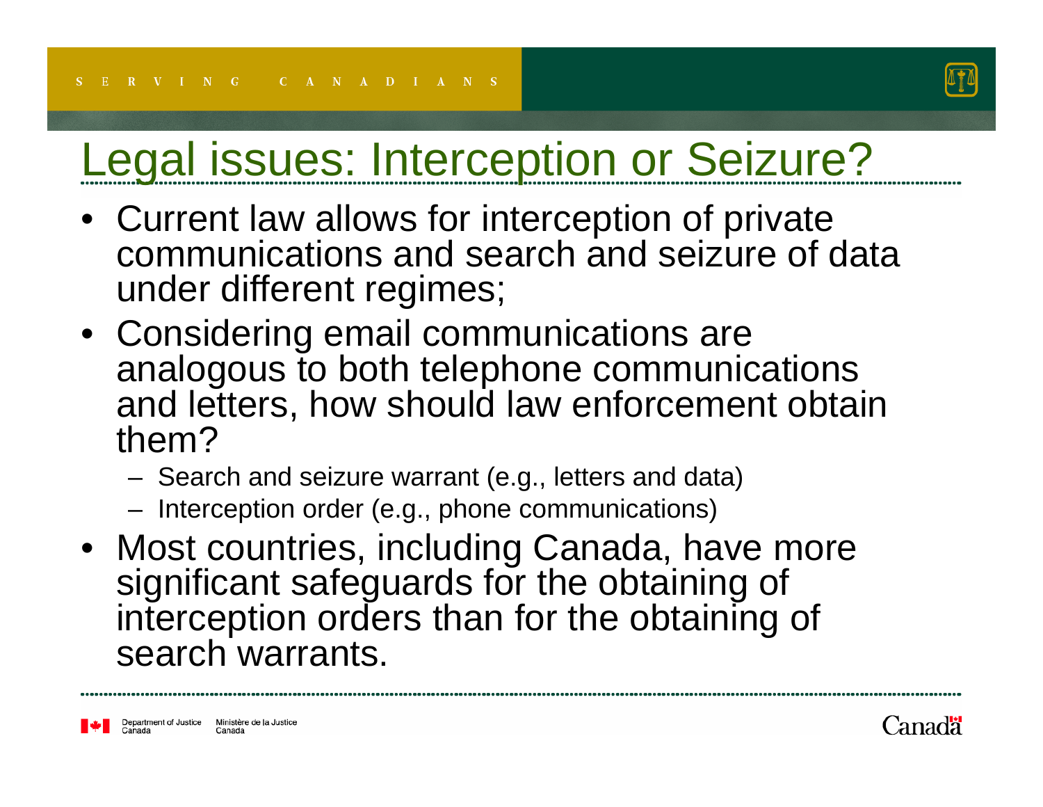# Legal issues: Interception or Seizure?

- Current law allows for interception of private communications and search and seizure of data under different regimes;
- Considering email communications are analogous to both telephone communications and letters, how should law enforcement obtain them?
  - Search and seizure warrant (e.g., letters and data)
  - Interception order (e.g., phone communications)
- Most countries, including Canada, have more significant safeguards for the obtaining of interception orders than for the obtaining of search warrants.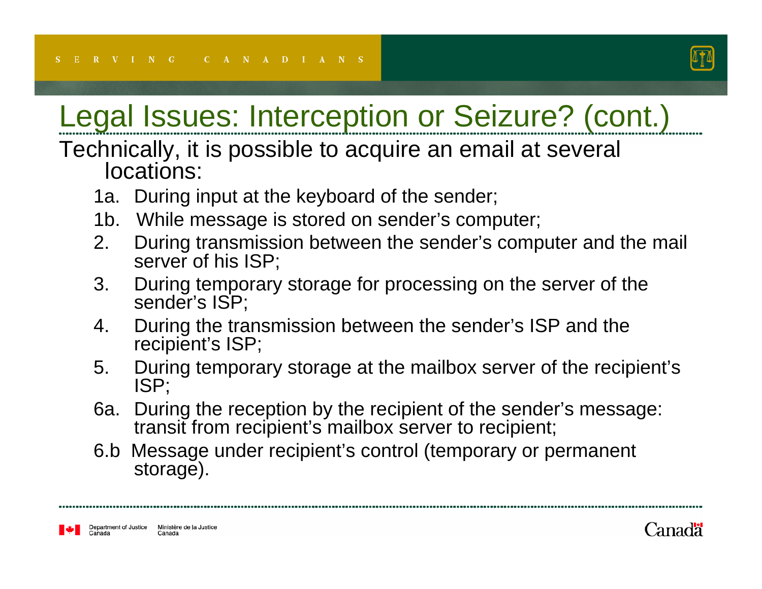# Legal Issues: Interception or Seizure? (cont.)

Technically, it is possible to acquire an email at several locations:

- 1a. During input at the keyboard of the sender;
- 1b. While message is stored on sender's computer;
- 2. During transmission between the sender's computer and the mail server of his ISP;
- 3. During temporary storage for processing on the server of the sender's ISP;
- 4. During the transmission between the sender's ISP and the recipient's ISP;
- 5. During temporary storage at the mailbox server of the recipient's ISP;
- 6a. During the reception by the recipient of the sender's message: transit from recipient's mailbox server to recipient;
- 6.b Message under recipient's control (temporary or permanent storage).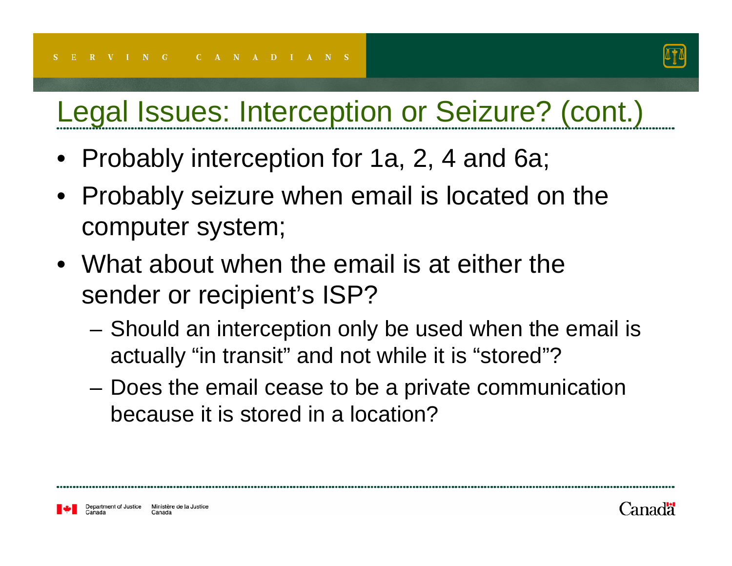## Legal Issues: Interception or Seizure? (cont.)

- Probably interception for 1a, 2, 4 and 6a;
- Probably seizure when email is located on the computer system;
- What about when the email is at either the sender or recipient's ISP?
  - Should an interception only be used when the email is actually "in transit" and not while it is "stored"?
  - Does the email cease to be a private communication because it is stored in a location?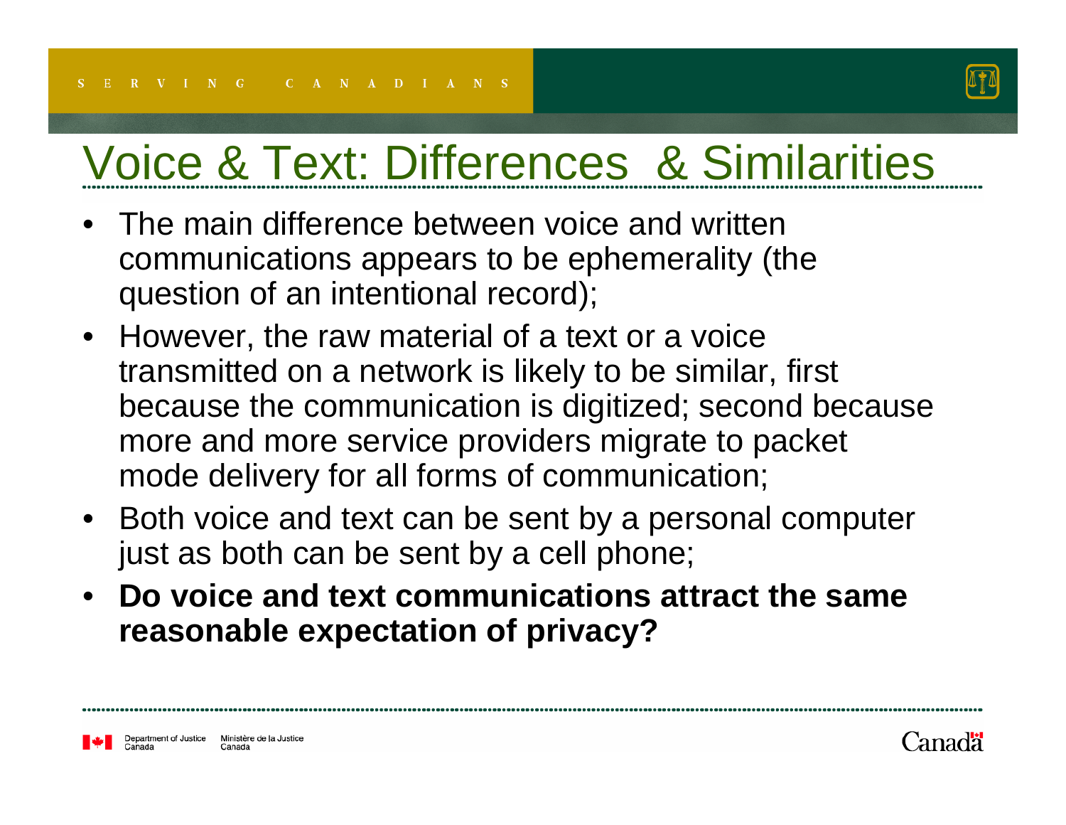# Voice & Text: Differences & Similarities

- The main difference between voice and written communications appears to be ephemerality (the question of an intentional record);
- However, the raw material of a text or a voice transmitted on a network is likely to be similar, first because the communication is digitized; second because more and more service providers migrate to packet mode delivery for all forms of communication;
- Both voice and text can be sent by a personal computer just as both can be sent by a cell phone;
- **Do voice and text communications attract the same reasonable expectation of privacy?**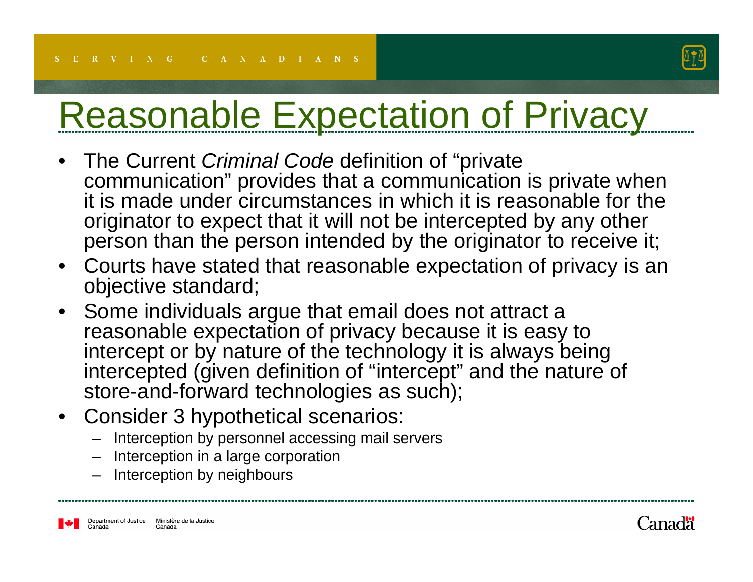# Reasonable Expectation of Privacy

- The Current *Criminal Code* definition of "private communication" provides that a communication is private when it is made under circumstances in which it is reasonable for the originator to expect that it will not be intercepted by any other person than the person intended by the originator to receive it;
- Courts have stated that reasonable expectation of privacy is an objective standard;
- Some individuals argue that email does not attract a reasonable expectation of privacy because it is easy to intercept or by nature of the technology it is always being intercepted (given definition of "intercept" and the nature of store-and-forward technologies as such);
- Consider 3 hypothetical scenarios:
  - Interception by personnel accessing mail servers
  - Interception in a large corporation
  - Interception by neighbours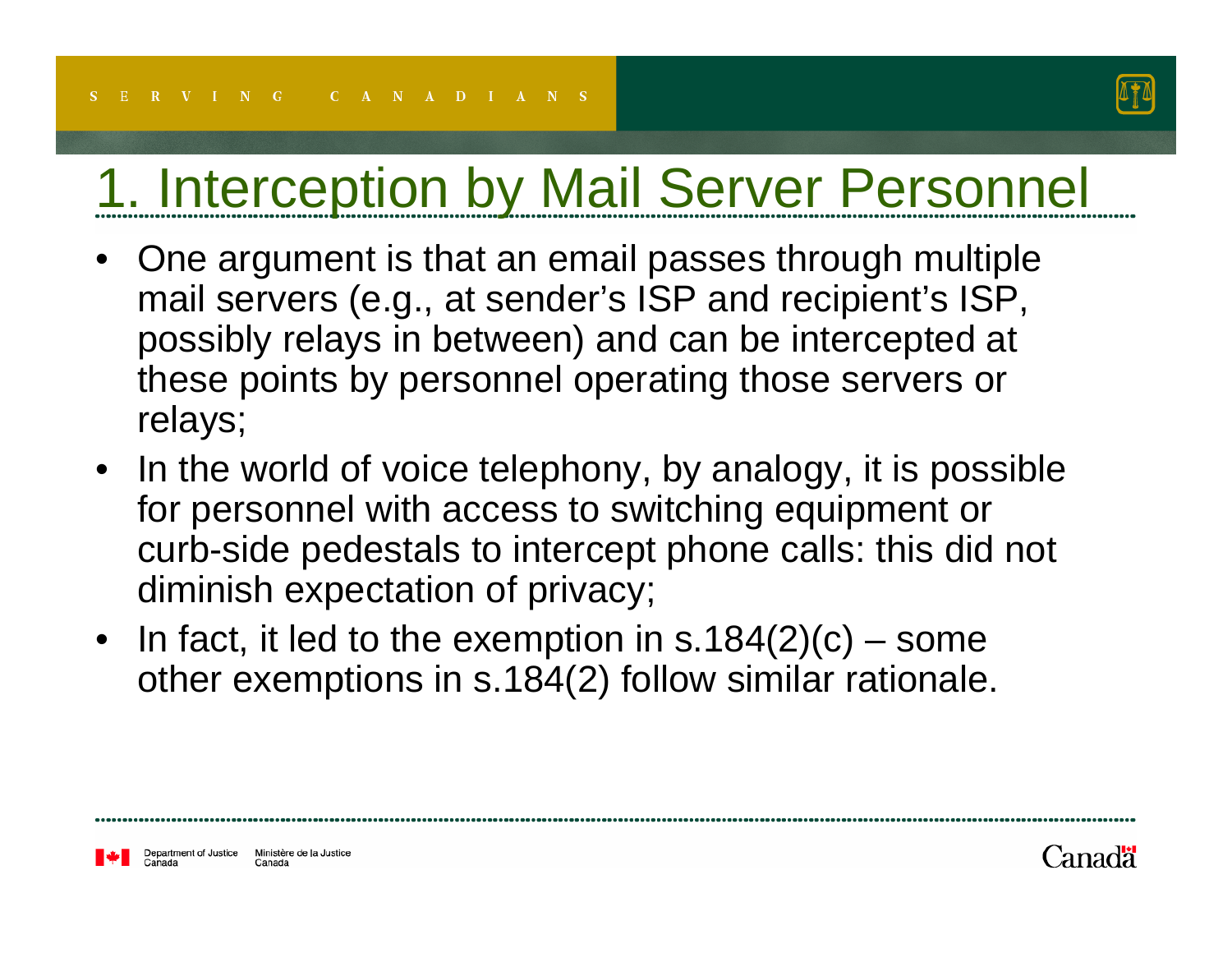# 1. Interception by Mail Server Personnel

- One argument is that an email passes through multiple mail servers (e.g., at sender's ISP and recipient's ISP, possibly relays in between) and can be intercepted at these points by personnel operating those servers or relays;
- In the world of voice telephony, by analogy, it is possible for personnel with access to switching equipment or curb-side pedestals to intercept phone calls: this did not diminish expectation of privacy;
- In fact, it led to the exemption in s.184(2)(c) – some other exemptions in s.184(2) follow similar rationale.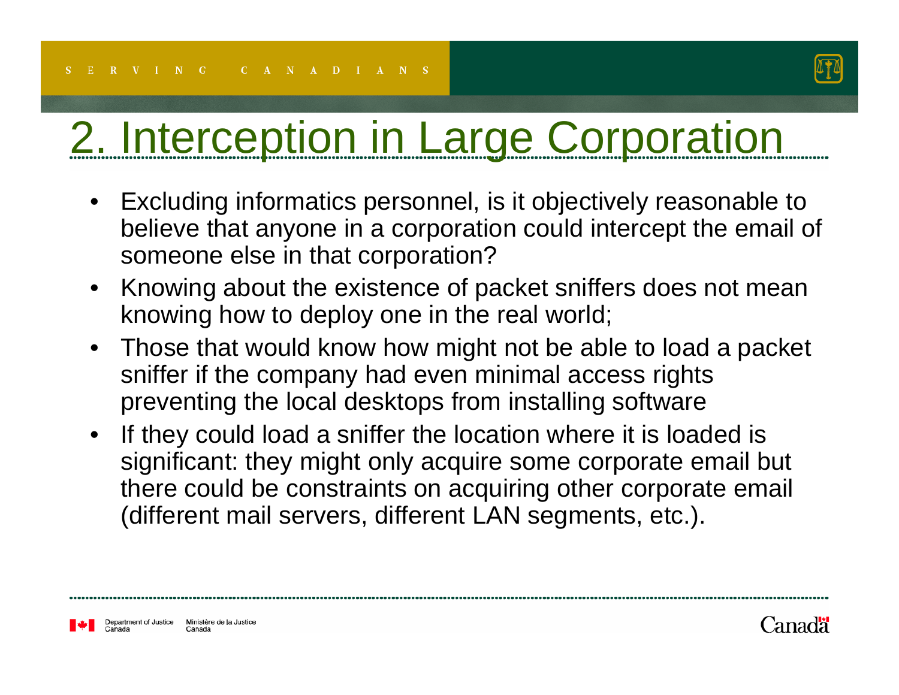# 2. Interception in Large Corporation

- Excluding informatics personnel, is it objectively reasonable to believe that anyone in a corporation could intercept the email of someone else in that corporation?
- Knowing about the existence of packet sniffers does not mean knowing how to deploy one in the real world;
- Those that would know how might not be able to load a packet sniffer if the company had even minimal access rights preventing the local desktops from installing software
- If they could load a sniffer the location where it is loaded is significant: they might only acquire some corporate email but there could be constraints on acquiring other corporate email (different mail servers, different LAN segments, etc.).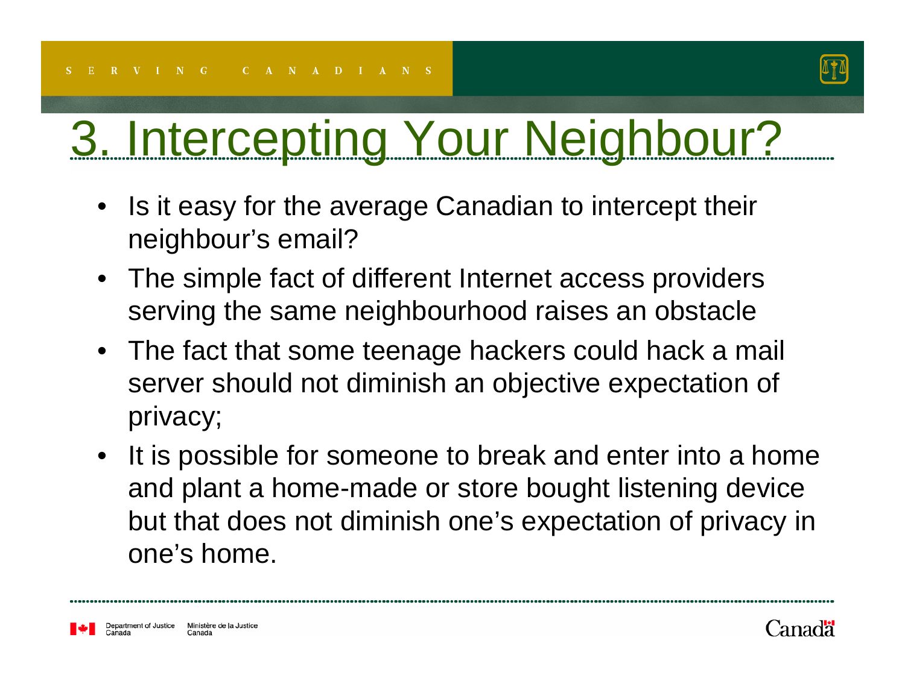# 3. Intercepting Your Neighbour?

- Is it easy for the average Canadian to intercept their neighbour's email?
- The simple fact of different Internet access providers serving the same neighbourhood raises an obstacle
- The fact that some teenage hackers could hack a mail server should not diminish an objective expectation of privacy;
- It is possible for someone to break and enter into a home and plant a home-made or store bought listening device but that does not diminish one's expectation of privacy in one's home.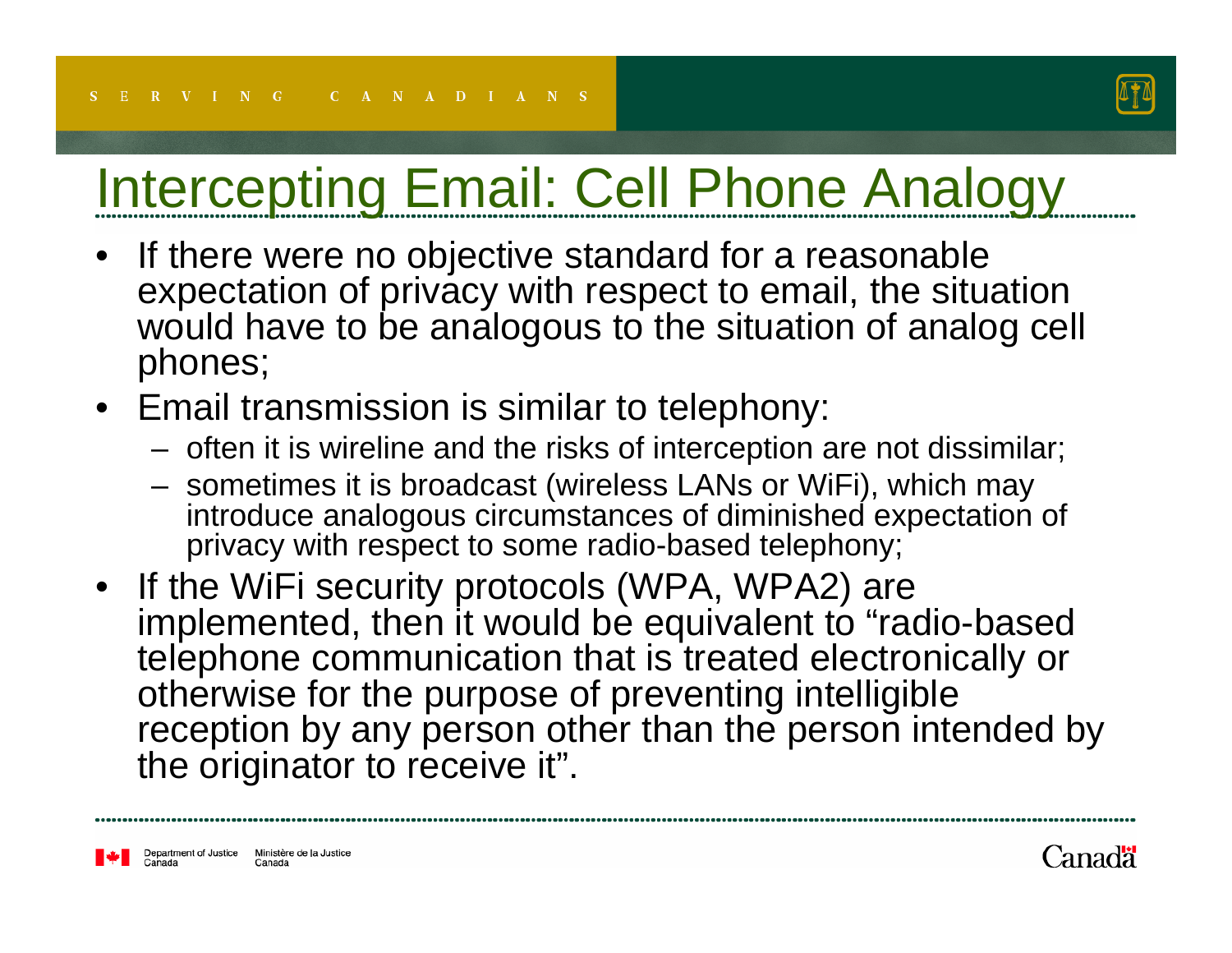# Intercepting Email: Cell Phone Analogy

- If there were no objective standard for a reasonable expectation of privacy with respect to email, the situation would have to be analogous to the situation of analog cell phones;
- Email transmission is similar to telephony:
  - often it is wireline and the risks of interception are not dissimilar;
  - sometimes it is broadcast (wireless LANs or WiFi), which may introduce analogous circumstances of diminished expectation of privacy with respect to some radio-based telephony;
- If the WiFi security protocols (WPA, WPA2) are implemented, then it would be equivalent to "radio-based telephone communication that is treated electronically or otherwise for the purpose of preventing intelligible reception by any person other than the person intended by the originator to receive it".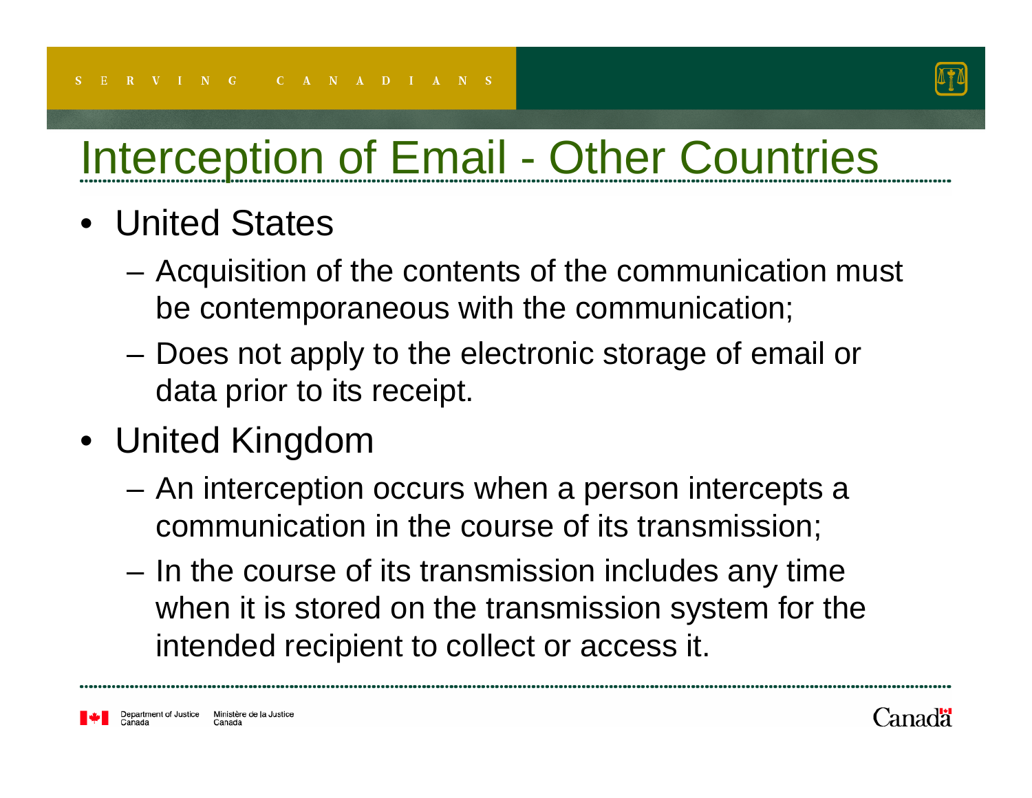# Interception of Email - Other Countries

- United States
  - Acquisition of the contents of the communication must be contemporaneous with the communication;
  - Does not apply to the electronic storage of email or data prior to its receipt.
- United Kingdom
  - An interception occurs when a person intercepts a communication in the course of its transmission;
  - In the course of its transmission includes any time when it is stored on the transmission system for the intended recipient to collect or access it.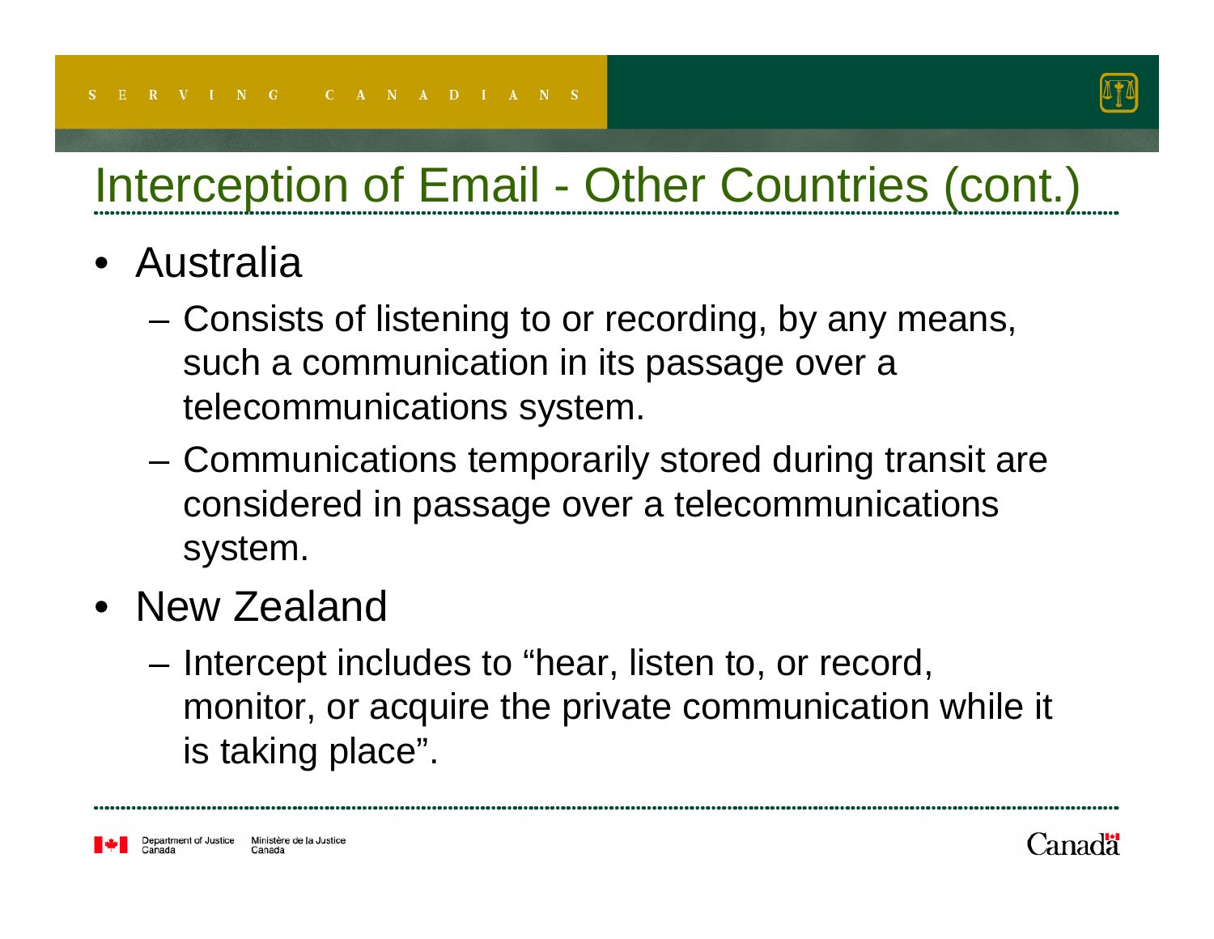# Interception of Email - Other Countries (cont.)

- Australia
  - Consists of listening to or recording, by any means, such a communication in its passage over a telecommunications system.
  - Communications temporarily stored during transit are considered in passage over a telecommunications system.
- New Zealand
  - Intercept includes to "hear, listen to, or record, monitor, or acquire the private communication while it is taking place".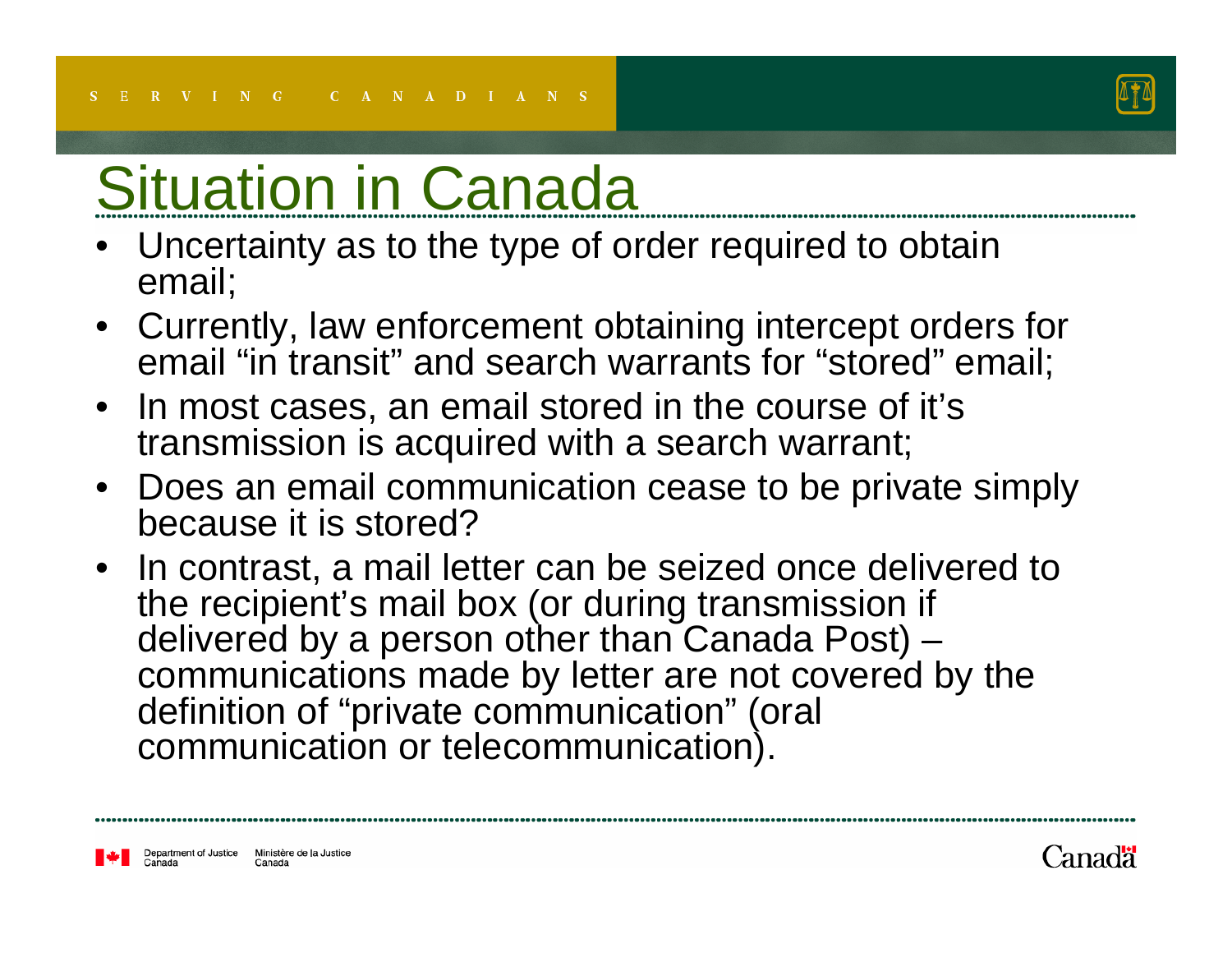# Situation in Canada

- Uncertainty as to the type of order required to obtain email;
- Currently, law enforcement obtaining intercept orders for email "in transit" and search warrants for "stored" email;
- In most cases, an email stored in the course of it's transmission is acquired with a search warrant;
- Does an email communication cease to be private simply because it is stored?
- In contrast, a mail letter can be seized once delivered to the recipient's mail box (or during transmission if delivered by a person other than Canada Post) – communications made by letter are not covered by the definition of "private communication" (oral communication or telecommunication).